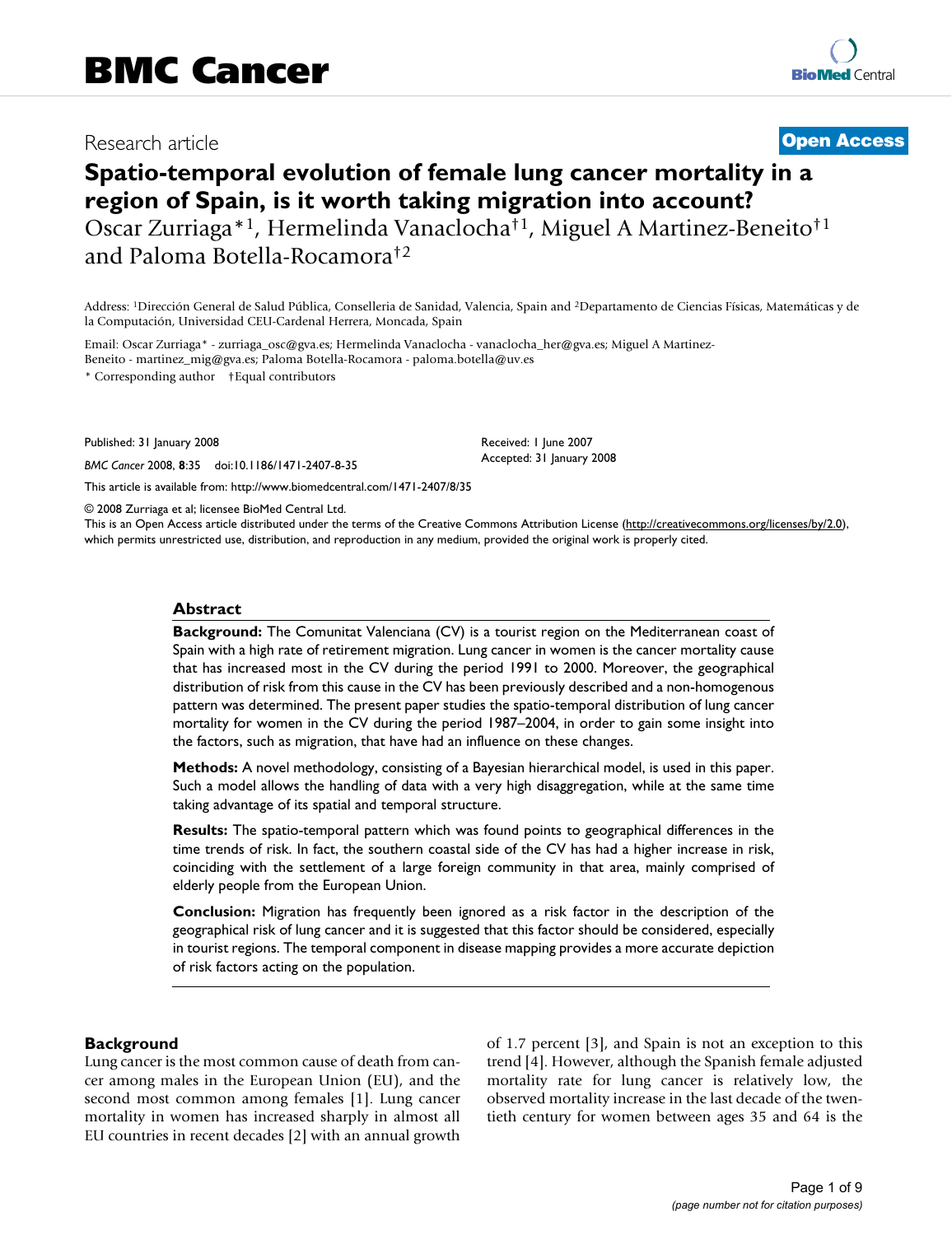# BMC Cancer

Research article **Open Access**

# Spatio-temporal evolution of female lung cancer mortality in a region of Spain, is it worth taking migration into account?

Oscar Zurriaga*[1], Hermelinda Vanaclocha†[1], Miguel A Martinez-Beneito†[1] and Paloma Botella-Rocamora†[2]

Address: [1]Dirección General de Salud Pública, Conselleria de Sanidad, Valencia, Spain and [2]Departamento de Ciencias Físicas, Matemáticas y de la Computación, Universidad CEU-Cardenal Herrera, Moncada, Spain

Email: Oscar Zurriaga* - zurriaga_osc@gva.es; Hermelinda Vanaclocha - vanaclocha_her@gva.es; Miguel A Martinez-Beneito - martinez_mig@gva.es; Paloma Botella-Rocamora - paloma.botella@uv.es

* Corresponding author †Equal contributors

Published: 31 January 2008

*BMC Cancer* 2008, **8**:35 doi:10.1186/1471-2407-8-35

Received: 1 June 2007
Accepted: 31 January 2008

This article is available from: http://www.biomedcentral.com/1471-2407/8/35

© 2008 Zurriaga et al; licensee BioMed Central Ltd.
This is an Open Access article distributed under the terms of the Creative Commons Attribution License (http://creativecommons.org/licenses/by/2.0), which permits unrestricted use, distribution, and reproduction in any medium, provided the original work is properly cited.

## Abstract

**Background:** The Comunitat Valenciana (CV) is a tourist region on the Mediterranean coast of Spain with a high rate of retirement migration. Lung cancer in women is the cancer mortality cause that has increased most in the CV during the period 1991 to 2000. Moreover, the geographical distribution of risk from this cause in the CV has been previously described and a non-homogenous pattern was determined. The present paper studies the spatio-temporal distribution of lung cancer mortality for women in the CV during the period 1987–2004, in order to gain some insight into the factors, such as migration, that have had an influence on these changes.

**Methods:** A novel methodology, consisting of a Bayesian hierarchical model, is used in this paper. Such a model allows the handling of data with a very high disaggregation, while at the same time taking advantage of its spatial and temporal structure.

**Results:** The spatio-temporal pattern which was found points to geographical differences in the time trends of risk. In fact, the southern coastal side of the CV has had a higher increase in risk, coinciding with the settlement of a large foreign community in that area, mainly comprised of elderly people from the European Union.

**Conclusion:** Migration has frequently been ignored as a risk factor in the description of the geographical risk of lung cancer and it is suggested that this factor should be considered, especially in tourist regions. The temporal component in disease mapping provides a more accurate depiction of risk factors acting on the population.

## Background

Lung cancer is the most common cause of death from cancer among males in the European Union (EU), and the second most common among females [1]. Lung cancer mortality in women has increased sharply in almost all EU countries in recent decades [2] with an annual growth of 1.7 percent [3], and Spain is not an exception to this trend [4]. However, although the Spanish female adjusted mortality rate for lung cancer is relatively low, the observed mortality increase in the last decade of the twentieth century for women between ages 35 and 64 is the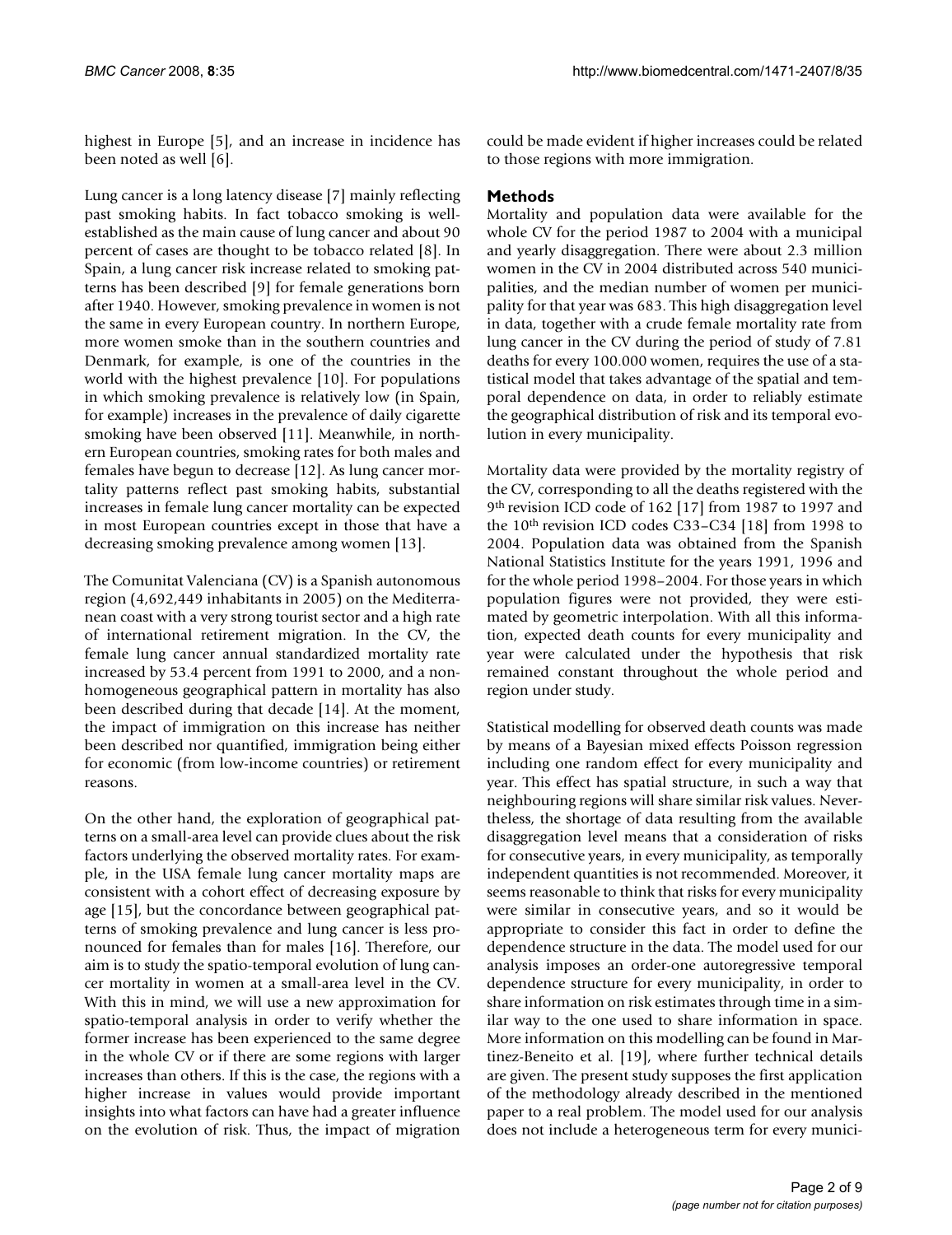highest in Europe [5], and an increase in incidence has been noted as well [6].

Lung cancer is a long latency disease [7] mainly reflecting past smoking habits. In fact tobacco smoking is well-established as the main cause of lung cancer and about 90 percent of cases are thought to be tobacco related [8]. In Spain, a lung cancer risk increase related to smoking patterns has been described [9] for female generations born after 1940. However, smoking prevalence in women is not the same in every European country. In northern Europe, more women smoke than in the southern countries and Denmark, for example, is one of the countries in the world with the highest prevalence [10]. For populations in which smoking prevalence is relatively low (in Spain, for example) increases in the prevalence of daily cigarette smoking have been observed [11]. Meanwhile, in northern European countries, smoking rates for both males and females have begun to decrease [12]. As lung cancer mortality patterns reflect past smoking habits, substantial increases in female lung cancer mortality can be expected in most European countries except in those that have a decreasing smoking prevalence among women [13].

The Comunitat Valenciana (CV) is a Spanish autonomous region (4,692,449 inhabitants in 2005) on the Mediterranean coast with a very strong tourist sector and a high rate of international retirement migration. In the CV, the female lung cancer annual standardized mortality rate increased by 53.4 percent from 1991 to 2000, and a non-homogeneous geographical pattern in mortality has also been described during that decade [14]. At the moment, the impact of immigration on this increase has neither been described nor quantified, immigration being either for economic (from low-income countries) or retirement reasons.

On the other hand, the exploration of geographical patterns on a small-area level can provide clues about the risk factors underlying the observed mortality rates. For example, in the USA female lung cancer mortality maps are consistent with a cohort effect of decreasing exposure by age [15], but the concordance between geographical patterns of smoking prevalence and lung cancer is less pronounced for females than for males [16]. Therefore, our aim is to study the spatio-temporal evolution of lung cancer mortality in women at a small-area level in the CV. With this in mind, we will use a new approximation for spatio-temporal analysis in order to verify whether the former increase has been experienced to the same degree in the whole CV or if there are some regions with larger increases than others. If this is the case, the regions with a higher increase in values would provide important insights into what factors can have had a greater influence on the evolution of risk. Thus, the impact of migration could be made evident if higher increases could be related to those regions with more immigration.

## Methods

Mortality and population data were available for the whole CV for the period 1987 to 2004 with a municipal and yearly disaggregation. There were about 2.3 million women in the CV in 2004 distributed across 540 municipalities, and the median number of women per municipality for that year was 683. This high disaggregation level in data, together with a crude female mortality rate from lung cancer in the CV during the period of study of 7.81 deaths for every 100.000 women, requires the use of a statistical model that takes advantage of the spatial and temporal dependence on data, in order to reliably estimate the geographical distribution of risk and its temporal evolution in every municipality.

Mortality data were provided by the mortality registry of the CV, corresponding to all the deaths registered with the 9th revision ICD code of 162 [17] from 1987 to 1997 and the 10th revision ICD codes C33–C34 [18] from 1998 to 2004. Population data was obtained from the Spanish National Statistics Institute for the years 1991, 1996 and for the whole period 1998–2004. For those years in which population figures were not provided, they were estimated by geometric interpolation. With all this information, expected death counts for every municipality and year were calculated under the hypothesis that risk remained constant throughout the whole period and region under study.

Statistical modelling for observed death counts was made by means of a Bayesian mixed effects Poisson regression including one random effect for every municipality and year. This effect has spatial structure, in such a way that neighbouring regions will share similar risk values. Nevertheless, the shortage of data resulting from the available disaggregation level means that a consideration of risks for consecutive years, in every municipality, as temporally independent quantities is not recommended. Moreover, it seems reasonable to think that risks for every municipality were similar in consecutive years, and so it would be appropriate to consider this fact in order to define the dependence structure in the data. The model used for our analysis imposes an order-one autoregressive temporal dependence structure for every municipality, in order to share information on risk estimates through time in a similar way to the one used to share information in space. More information on this modelling can be found in Martinez-Beneito et al. [19], where further technical details are given. The present study supposes the first application of the methodology already described in the mentioned paper to a real problem. The model used for our analysis does not include a heterogeneous term for every munici-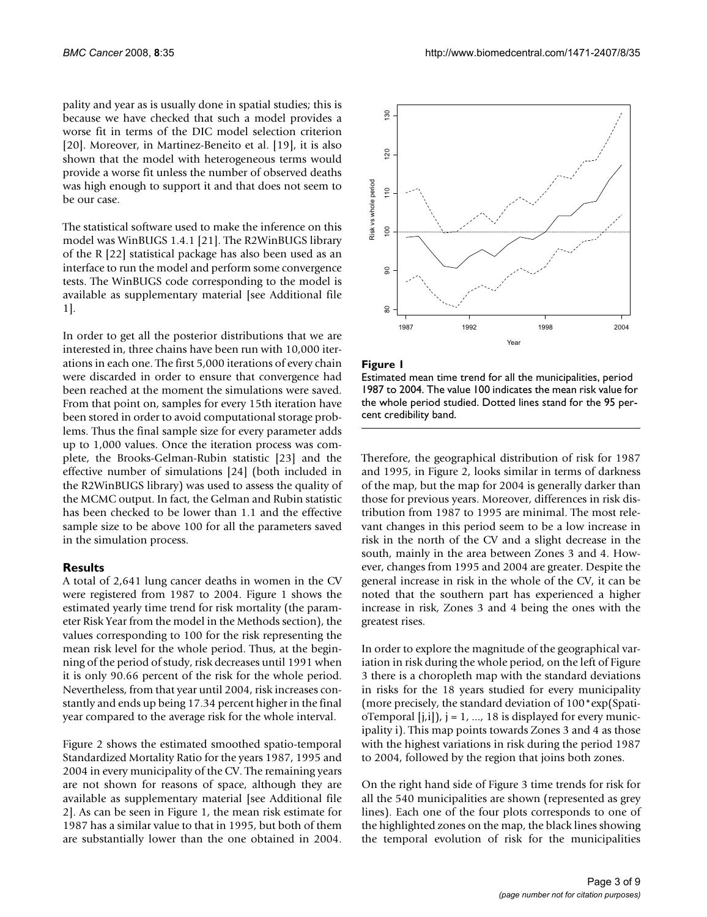pality and year as is usually done in spatial studies; this is because we have checked that such a model provides a worse fit in terms of the DIC model selection criterion [20]. Moreover, in Martinez-Beneito et al. [19], it is also shown that the model with heterogeneous terms would provide a worse fit unless the number of observed deaths was high enough to support it and that does not seem to be our case.

The statistical software used to make the inference on this model was WinBUGS 1.4.1 [21]. The R2WinBUGS library of the R [22] statistical package has also been used as an interface to run the model and perform some convergence tests. The WinBUGS code corresponding to the model is available as supplementary material [see Additional file 1].

In order to get all the posterior distributions that we are interested in, three chains have been run with 10,000 iterations in each one. The first 5,000 iterations of every chain were discarded in order to ensure that convergence had been reached at the moment the simulations were saved. From that point on, samples for every 15th iteration have been stored in order to avoid computational storage problems. Thus the final sample size for every parameter adds up to 1,000 values. Once the iteration process was complete, the Brooks-Gelman-Rubin statistic [23] and the effective number of simulations [24] (both included in the R2WinBUGS library) was used to assess the quality of the MCMC output. In fact, the Gelman and Rubin statistic has been checked to be lower than 1.1 and the effective sample size to be above 100 for all the parameters saved in the simulation process.

## Results

A total of 2,641 lung cancer deaths in women in the CV were registered from 1987 to 2004. Figure 1 shows the estimated yearly time trend for risk mortality (the parameter Risk Year from the model in the Methods section), the values corresponding to 100 for the risk representing the mean risk level for the whole period. Thus, at the beginning of the period of study, risk decreases until 1991 when it is only 90.66 percent of the risk for the whole period. Nevertheless, from that year until 2004, risk increases constantly and ends up being 17.34 percent higher in the final year compared to the average risk for the whole interval.

Figure 2 shows the estimated smoothed spatio-temporal Standardized Mortality Ratio for the years 1987, 1995 and 2004 in every municipality of the CV. The remaining years are not shown for reasons of space, although they are available as supplementary material [see Additional file 2]. As can be seen in Figure 1, the mean risk estimate for 1987 has a similar value to that in 1995, but both of them are substantially lower than the one obtained in 2004.

**Figure 1**

Estimated mean time trend for all the municipalities, period 1987 to 2004. The value 100 indicates the mean risk value for the whole period studied. Dotted lines stand for the 95 percent credibility band.

Therefore, the geographical distribution of risk for 1987 and 1995, in Figure 2, looks similar in terms of darkness of the map, but the map for 2004 is generally darker than those for previous years. Moreover, differences in risk distribution from 1987 to 1995 are minimal. The most relevant changes in this period seem to be a low increase in risk in the north of the CV and a slight decrease in the south, mainly in the area between Zones 3 and 4. However, changes from 1995 and 2004 are greater. Despite the general increase in risk in the whole of the CV, it can be noted that the southern part has experienced a higher increase in risk, Zones 3 and 4 being the ones with the greatest rises.

In order to explore the magnitude of the geographical variation in risk during the whole period, on the left of Figure 3 there is a choropleth map with the standard deviations in risks for the 18 years studied for every municipality (more precisely, the standard deviation of 100*exp(SpatioTemporal [j,i]), j = 1, ..., 18 is displayed for every municipality i). This map points towards Zones 3 and 4 as those with the highest variations in risk during the period 1987 to 2004, followed by the region that joins both zones.

On the right hand side of Figure 3 time trends for risk for all the 540 municipalities are shown (represented as grey lines). Each one of the four plots corresponds to one of the highlighted zones on the map, the black lines showing the temporal evolution of risk for the municipalities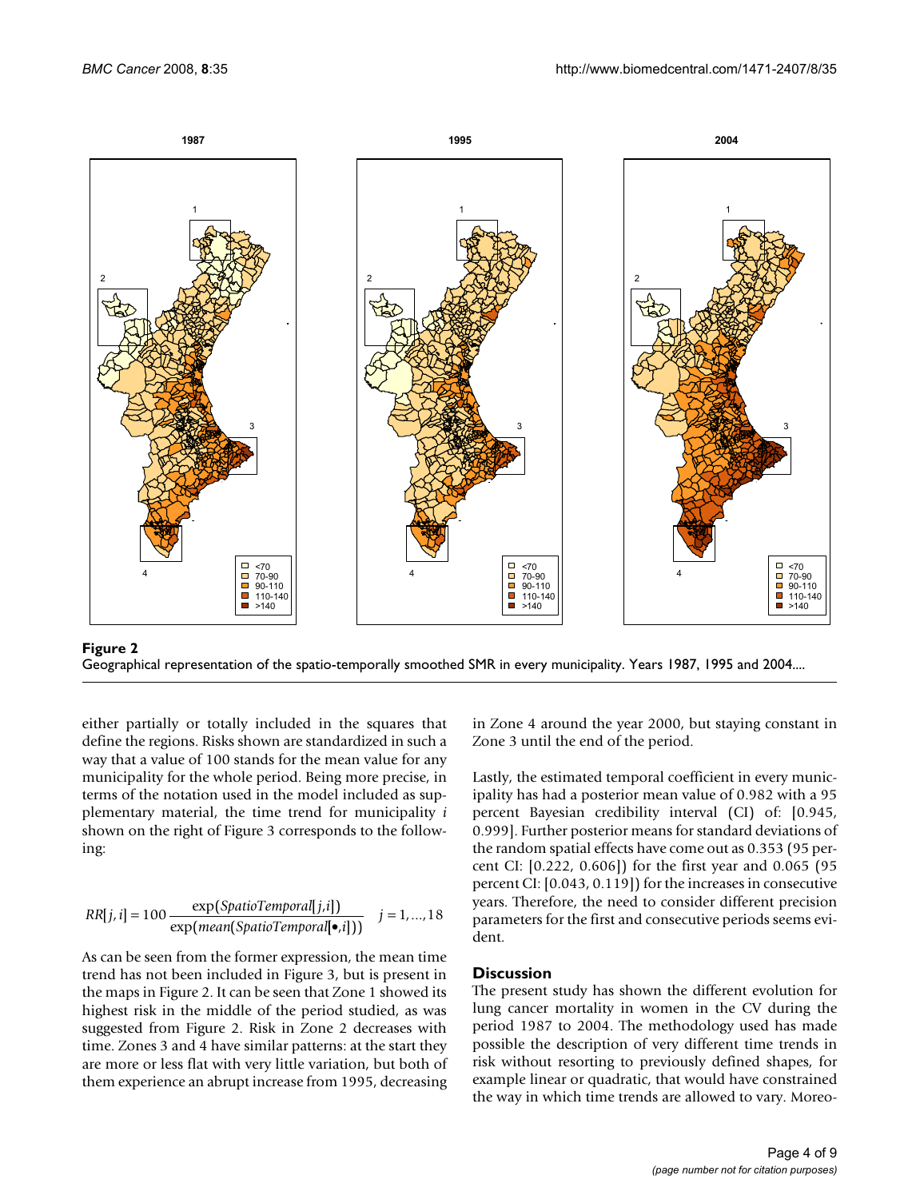**Figure 2**

Geographical representation of the spatio-temporally smoothed SMR in every municipality. Years 1987, 1995 and 2004....

either partially or totally included in the squares that define the regions. Risks shown are standardized in such a way that a value of 100 stands for the mean value for any municipality for the whole period. Being more precise, in terms of the notation used in the model included as supplementary material, the time trend for municipality *i* shown on the right of Figure 3 corresponds to the following:

$$RR[j,i] = 100\,\frac{\exp(SpatioTemporal[j,i])}{\exp(mean(SpatioTemporal[\bullet,i]))} \quad j = 1,\ldots,18$$

As can be seen from the former expression, the mean time trend has not been included in Figure 3, but is present in the maps in Figure 2. It can be seen that Zone 1 showed its highest risk in the middle of the period studied, as was suggested from Figure 2. Risk in Zone 2 decreases with time. Zones 3 and 4 have similar patterns: at the start they are more or less flat with very little variation, but both of them experience an abrupt increase from 1995, decreasing in Zone 4 around the year 2000, but staying constant in Zone 3 until the end of the period.

Lastly, the estimated temporal coefficient in every municipality has had a posterior mean value of 0.982 with a 95 percent Bayesian credibility interval (CI) of: [0.945, 0.999]. Further posterior means for standard deviations of the random spatial effects have come out as 0.353 (95 percent CI: [0.222, 0.606]) for the first year and 0.065 (95 percent CI: [0.043, 0.119]) for the increases in consecutive years. Therefore, the need to consider different precision parameters for the first and consecutive periods seems evident.

## Discussion

The present study has shown the different evolution for lung cancer mortality in women in the CV during the period 1987 to 2004. The methodology used has made possible the description of very different time trends in risk without resorting to previously defined shapes, for example linear or quadratic, that would have constrained the way in which time trends are allowed to vary. Moreo-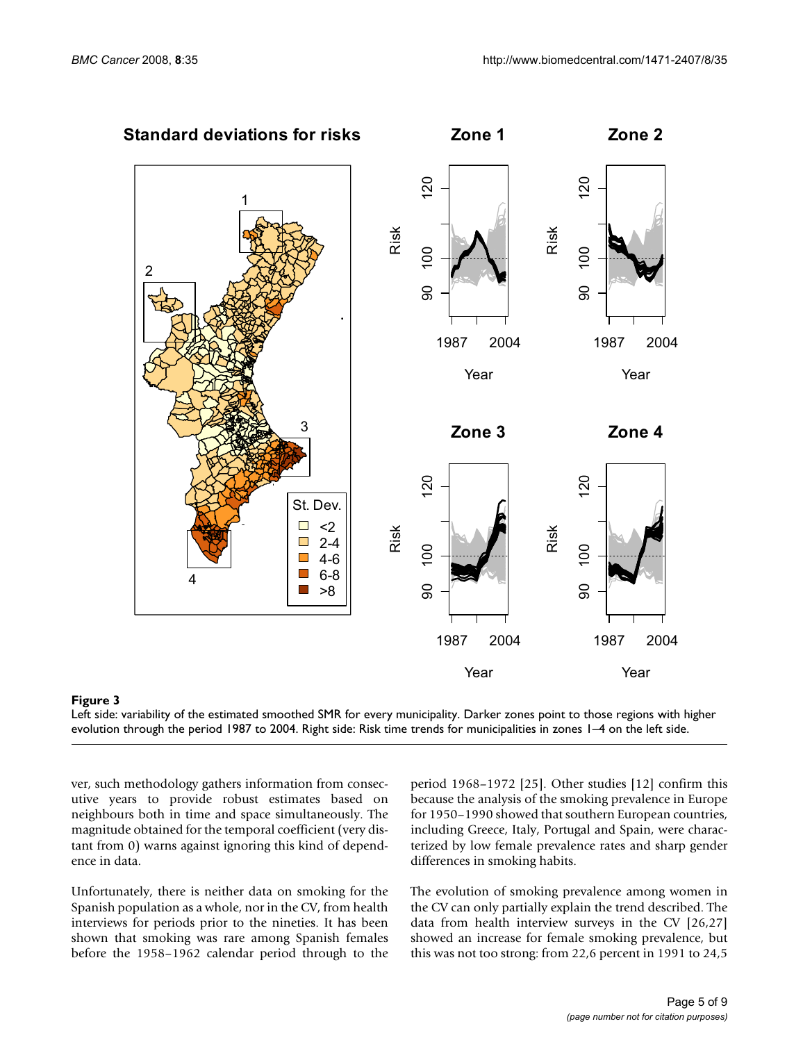**Figure 3**

Left side: variability of the estimated smoothed SMR for every municipality. Darker zones point to those regions with higher evolution through the period 1987 to 2004. Right side: Risk time trends for municipalities in zones 1–4 on the left side.

ver, such methodology gathers information from consecutive years to provide robust estimates based on neighbours both in time and space simultaneously. The magnitude obtained for the temporal coefficient (very distant from 0) warns against ignoring this kind of dependence in data.

Unfortunately, there is neither data on smoking for the Spanish population as a whole, nor in the CV, from health interviews for periods prior to the nineties. It has been shown that smoking was rare among Spanish females before the 1958–1962 calendar period through to the period 1968–1972 [25]. Other studies [12] confirm this because the analysis of the smoking prevalence in Europe for 1950–1990 showed that southern European countries, including Greece, Italy, Portugal and Spain, were characterized by low female prevalence rates and sharp gender differences in smoking habits.

The evolution of smoking prevalence among women in the CV can only partially explain the trend described. The data from health interview surveys in the CV [26,27] showed an increase for female smoking prevalence, but this was not too strong: from 22,6 percent in 1991 to 24,5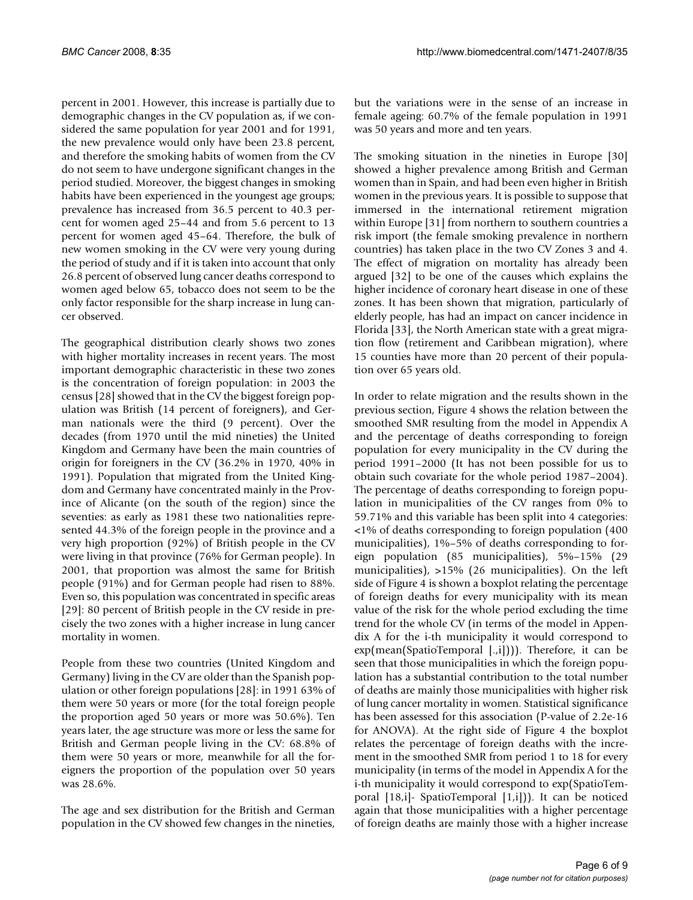percent in 2001. However, this increase is partially due to demographic changes in the CV population as, if we considered the same population for year 2001 and for 1991, the new prevalence would only have been 23.8 percent, and therefore the smoking habits of women from the CV do not seem to have undergone significant changes in the period studied. Moreover, the biggest changes in smoking habits have been experienced in the youngest age groups; prevalence has increased from 36.5 percent to 40.3 percent for women aged 25–44 and from 5.6 percent to 13 percent for women aged 45–64. Therefore, the bulk of new women smoking in the CV were very young during the period of study and if it is taken into account that only 26.8 percent of observed lung cancer deaths correspond to women aged below 65, tobacco does not seem to be the only factor responsible for the sharp increase in lung cancer observed.

The geographical distribution clearly shows two zones with higher mortality increases in recent years. The most important demographic characteristic in these two zones is the concentration of foreign population: in 2003 the census [28] showed that in the CV the biggest foreign population was British (14 percent of foreigners), and German nationals were the third (9 percent). Over the decades (from 1970 until the mid nineties) the United Kingdom and Germany have been the main countries of origin for foreigners in the CV (36.2% in 1970, 40% in 1991). Population that migrated from the United Kingdom and Germany have concentrated mainly in the Province of Alicante (on the south of the region) since the seventies: as early as 1981 these two nationalities represented 44.3% of the foreign people in the province and a very high proportion (92%) of British people in the CV were living in that province (76% for German people). In 2001, that proportion was almost the same for British people (91%) and for German people had risen to 88%. Even so, this population was concentrated in specific areas [29]: 80 percent of British people in the CV reside in precisely the two zones with a higher increase in lung cancer mortality in women.

People from these two countries (United Kingdom and Germany) living in the CV are older than the Spanish population or other foreign populations [28]: in 1991 63% of them were 50 years or more (for the total foreign people the proportion aged 50 years or more was 50.6%). Ten years later, the age structure was more or less the same for British and German people living in the CV: 68.8% of them were 50 years or more, meanwhile for all the foreigners the proportion of the population over 50 years was 28.6%.

The age and sex distribution for the British and German population in the CV showed few changes in the nineties, but the variations were in the sense of an increase in female ageing: 60.7% of the female population in 1991 was 50 years and more and ten years.

The smoking situation in the nineties in Europe [30] showed a higher prevalence among British and German women than in Spain, and had been even higher in British women in the previous years. It is possible to suppose that immersed in the international retirement migration within Europe [31] from northern to southern countries a risk import (the female smoking prevalence in northern countries) has taken place in the two CV Zones 3 and 4. The effect of migration on mortality has already been argued [32] to be one of the causes which explains the higher incidence of coronary heart disease in one of these zones. It has been shown that migration, particularly of elderly people, has had an impact on cancer incidence in Florida [33], the North American state with a great migration flow (retirement and Caribbean migration), where 15 counties have more than 20 percent of their population over 65 years old.

In order to relate migration and the results shown in the previous section, Figure 4 shows the relation between the smoothed SMR resulting from the model in Appendix A and the percentage of deaths corresponding to foreign population for every municipality in the CV during the period 1991–2000 (It has not been possible for us to obtain such covariate for the whole period 1987–2004). The percentage of deaths corresponding to foreign population in municipalities of the CV ranges from 0% to 59.71% and this variable has been split into 4 categories: <1% of deaths corresponding to foreign population (400 municipalities), 1%–5% of deaths corresponding to foreign population (85 municipalities), 5%–15% (29 municipalities), >15% (26 municipalities). On the left side of Figure 4 is shown a boxplot relating the percentage of foreign deaths for every municipality with its mean value of the risk for the whole period excluding the time trend for the whole CV (in terms of the model in Appendix A for the i-th municipality it would correspond to exp(mean(SpatioTemporal [.,i]))). Therefore, it can be seen that those municipalities in which the foreign population has a substantial contribution to the total number of deaths are mainly those municipalities with higher risk of lung cancer mortality in women. Statistical significance has been assessed for this association (P-value of 2.2e-16 for ANOVA). At the right side of Figure 4 the boxplot relates the percentage of foreign deaths with the increment in the smoothed SMR from period 1 to 18 for every municipality (in terms of the model in Appendix A for the i-th municipality it would correspond to exp(SpatioTemporal [18,i]- SpatioTemporal [1,i])). It can be noticed again that those municipalities with a higher percentage of foreign deaths are mainly those with a higher increase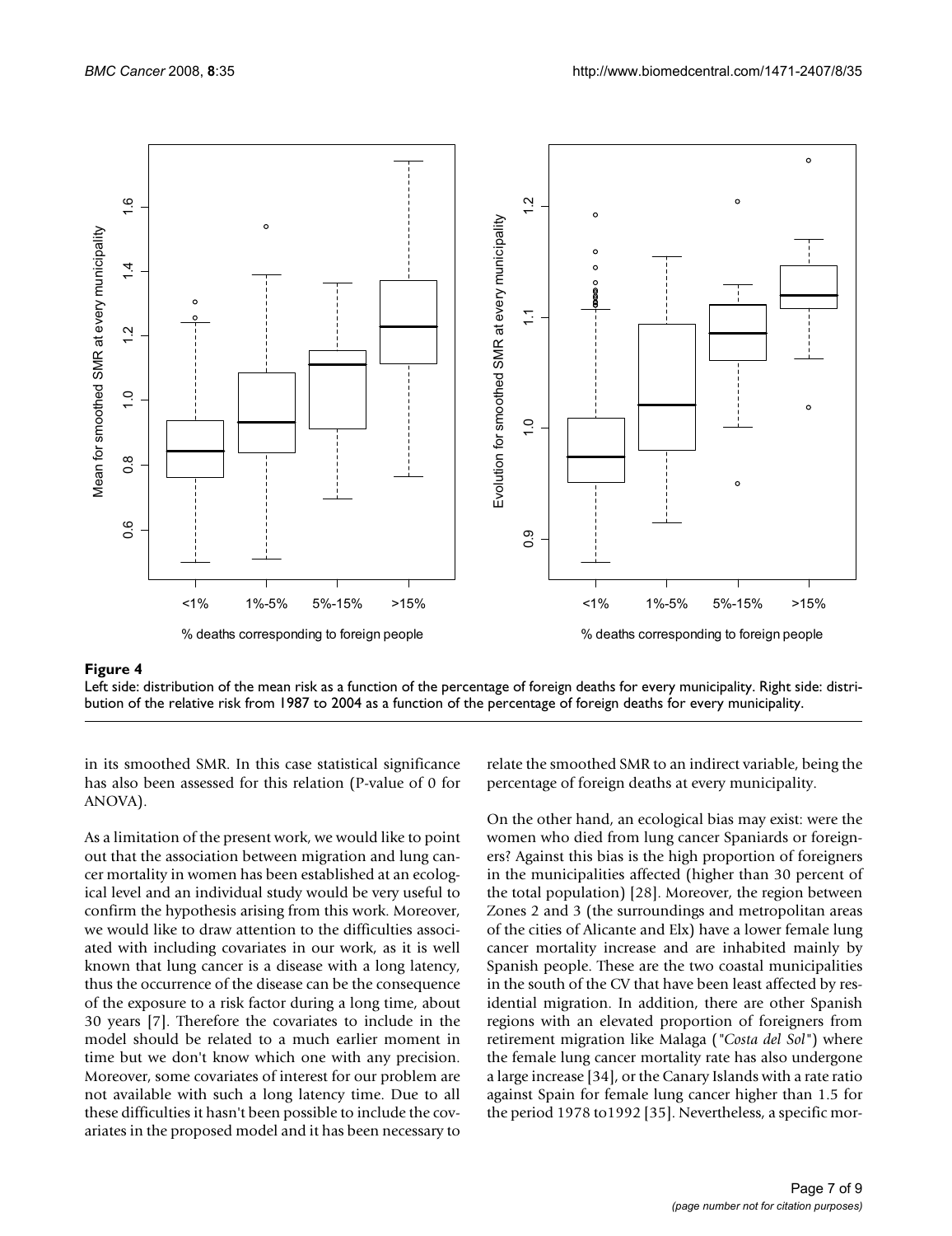Mean for smoothed SMR at every municipality

0.6
0.8
1.0
1.2
1.4
1.6

<1%
1%-5%
5%-15%
>15%

% deaths corresponding to foreign people

Evolution for smoothed SMR at every municipality

0.9
1.0
1.1
1.2

<1%
1%-5%
5%-15%
>15%

% deaths corresponding to foreign people

**Figure 4**

Left side: distribution of the mean risk as a function of the percentage of foreign deaths for every municipality. Right side: distribution of the relative risk from 1987 to 2004 as a function of the percentage of foreign deaths for every municipality.

in its smoothed SMR. In this case statistical significance has also been assessed for this relation (P-value of 0 for ANOVA).

As a limitation of the present work, we would like to point out that the association between migration and lung cancer mortality in women has been established at an ecological level and an individual study would be very useful to confirm the hypothesis arising from this work. Moreover, we would like to draw attention to the difficulties associated with including covariates in our work, as it is well known that lung cancer is a disease with a long latency, thus the occurrence of the disease can be the consequence of the exposure to a risk factor during a long time, about 30 years [7]. Therefore the covariates to include in the model should be related to a much earlier moment in time but we don't know which one with any precision. Moreover, some covariates of interest for our problem are not available with such a long latency time. Due to all these difficulties it hasn't been possible to include the covariates in the proposed model and it has been necessary to relate the smoothed SMR to an indirect variable, being the percentage of foreign deaths at every municipality.

On the other hand, an ecological bias may exist: were the women who died from lung cancer Spaniards or foreigners? Against this bias is the high proportion of foreigners in the municipalities affected (higher than 30 percent of the total population) [28]. Moreover, the region between Zones 2 and 3 (the surroundings and metropolitan areas of the cities of Alicante and Elx) have a lower female lung cancer mortality increase and are inhabited mainly by Spanish people. These are the two coastal municipalities in the south of the CV that have been least affected by residential migration. In addition, there are other Spanish regions with an elevated proportion of foreigners from retirement migration like Malaga ("*Costa del Sol*") where the female lung cancer mortality rate has also undergone a large increase [34], or the Canary Islands with a rate ratio against Spain for female lung cancer higher than 1.5 for the period 1978 to1992 [35]. Nevertheless, a specific mor-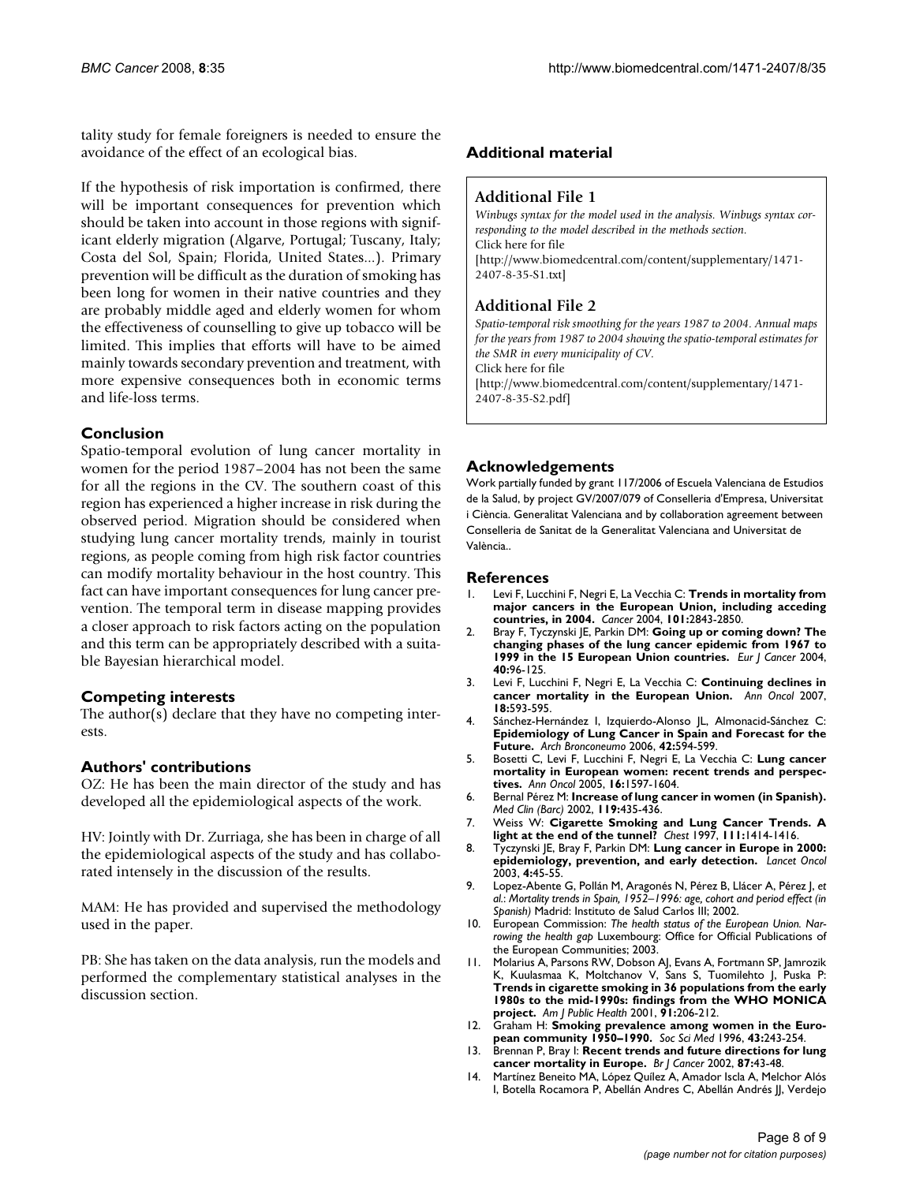tality study for female foreigners is needed to ensure the avoidance of the effect of an ecological bias.

If the hypothesis of risk importation is confirmed, there will be important consequences for prevention which should be taken into account in those regions with significant elderly migration (Algarve, Portugal; Tuscany, Italy; Costa del Sol, Spain; Florida, United States...). Primary prevention will be difficult as the duration of smoking has been long for women in their native countries and they are probably middle aged and elderly women for whom the effectiveness of counselling to give up tobacco will be limited. This implies that efforts will have to be aimed mainly towards secondary prevention and treatment, with more expensive consequences both in economic terms and life-loss terms.

## Conclusion

Spatio-temporal evolution of lung cancer mortality in women for the period 1987–2004 has not been the same for all the regions in the CV. The southern coast of this region has experienced a higher increase in risk during the observed period. Migration should be considered when studying lung cancer mortality trends, mainly in tourist regions, as people coming from high risk factor countries can modify mortality behaviour in the host country. This fact can have important consequences for lung cancer prevention. The temporal term in disease mapping provides a closer approach to risk factors acting on the population and this term can be appropriately described with a suitable Bayesian hierarchical model.

## Competing interests

The author(s) declare that they have no competing interests.

## Authors' contributions

OZ: He has been the main director of the study and has developed all the epidemiological aspects of the work.

HV: Jointly with Dr. Zurriaga, she has been in charge of all the epidemiological aspects of the study and has collaborated intensely in the discussion of the results.

MAM: He has provided and supervised the methodology used in the paper.

PB: She has taken on the data analysis, run the models and performed the complementary statistical analyses in the discussion section.

## Additional material

### Additional File 1

*Winbugs syntax for the model used in the analysis. Winbugs syntax corresponding to the model described in the methods section.*
Click here for file
[http://www.biomedcentral.com/content/supplementary/1471-2407-8-35-S1.txt]

### Additional File 2

*Spatio-temporal risk smoothing for the years 1987 to 2004. Annual maps for the years from 1987 to 2004 showing the spatio-temporal estimates for the SMR in every municipality of CV.*
Click here for file
[http://www.biomedcentral.com/content/supplementary/1471-2407-8-35-S2.pdf]

## Acknowledgements

Work partially funded by grant 117/2006 of Escuela Valenciana de Estudios de la Salud, by project GV/2007/079 of Conselleria d'Empresa, Universitat i Ciència. Generalitat Valenciana and by collaboration agreement between Conselleria de Sanitat de la Generalitat Valenciana and Universitat de València..

## References

1. Levi F, Lucchini F, Negri E, La Vecchia C: **Trends in mortality from major cancers in the European Union, including acceding countries, in 2004.** *Cancer* 2004, **101:**2843-2850.
2. Bray F, Tyczynski JE, Parkin DM: **Going up or coming down? The changing phases of the lung cancer epidemic from 1967 to 1999 in the 15 European Union countries.** *Eur J Cancer* 2004, **40:**96-125.
3. Levi F, Lucchini F, Negri E, La Vecchia C: **Continuing declines in cancer mortality in the European Union.** *Ann Oncol* 2007, **18:**593-595.
4. Sánchez-Hernández I, Izquierdo-Alonso JL, Almonacid-Sánchez C: **Epidemiology of Lung Cancer in Spain and Forecast for the Future.** *Arch Bronconeumo* 2006, **42:**594-599.
5. Bosetti C, Levi F, Lucchini F, Negri E, La Vecchia C: **Lung cancer mortality in European women: recent trends and perspectives.** *Ann Oncol* 2005, **16:**1597-1604.
6. Bernal Pérez M: **Increase of lung cancer in women (in Spanish).** *Med Clin (Barc)* 2002, **119:**435-436.
7. Weiss W: **Cigarette Smoking and Lung Cancer Trends. A light at the end of the tunnel?** *Chest* 1997, **111:**1414-1416.
8. Tyczynski JE, Bray F, Parkin DM: **Lung cancer in Europe in 2000: epidemiology, prevention, and early detection.** *Lancet Oncol* 2003, **4:**45-55.
9. Lopez-Abente G, Pollán M, Aragonés N, Pérez B, Llácer A, Pérez J, *et al.*: *Mortality trends in Spain, 1952–1996: age, cohort and period effect (in Spanish)* Madrid: Instituto de Salud Carlos III; 2002.
10. European Commission: *The health status of the European Union. Narrowing the health gap* Luxembourg: Office for Official Publications of the European Communities; 2003.
11. Molarius A, Parsons RW, Dobson AJ, Evans A, Fortmann SP, Jamrozik K, Kuulasmaa K, Moltchanov V, Sans S, Tuomilehto J, Puska P: **Trends in cigarette smoking in 36 populations from the early 1980s to the mid-1990s: findings from the WHO MONICA project.** *Am J Public Health* 2001, **91:**206-212.
12. Graham H: **Smoking prevalence among women in the European community 1950–1990.** *Soc Sci Med* 1996, **43:**243-254.
13. Brennan P, Bray I: **Recent trends and future directions for lung cancer mortality in Europe.** *Br J Cancer* 2002, **87:**43-48.
14. Martínez Beneito MA, López Quílez A, Amador Iscla A, Melchor Alós I, Botella Rocamora P, Abellán Andres C, Abellán Andrés JJ, Verdejo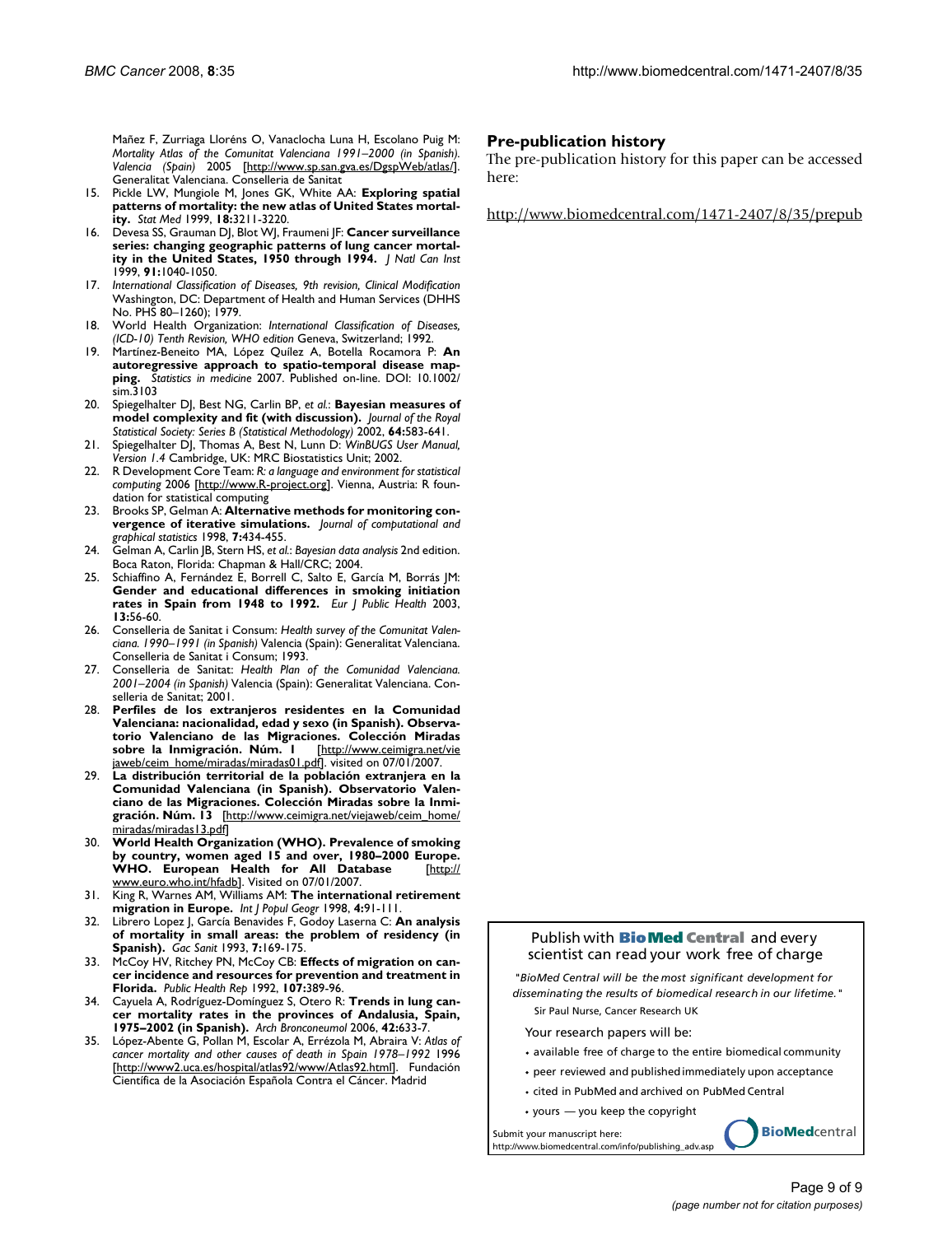Mañez F, Zurriaga Lloréns O, Vanaclocha Luna H, Escolano Puig M: *Mortality Atlas of the Comunitat Valenciana 1991–2000 (in Spanish). Valencia (Spain)* 2005 [http://www.sp.san.gva.es/DgspWeb/atlas/]. Generalitat Valenciana. Conselleria de Sanitat

15. Pickle LW, Mungiole M, Jones GK, White AA: **Exploring spatial patterns of mortality: the new atlas of United States mortality.** *Stat Med* 1999, **18:**3211-3220.
16. Devesa SS, Grauman DJ, Blot WJ, Fraumeni JF: **Cancer surveillance series: changing geographic patterns of lung cancer mortality in the United States, 1950 through 1994.** *J Natl Can Inst* 1999, **91:**1040-1050.
17. *International Classification of Diseases, 9th revision, Clinical Modification* Washington, DC: Department of Health and Human Services (DHHS No. PHS 80–1260); 1979.
18. World Health Organization: *International Classification of Diseases, (ICD-10) Tenth Revision, WHO edition* Geneva, Switzerland; 1992.
19. Martínez-Beneito MA, López Quílez A, Botella Rocamora P: **An autoregressive approach to spatio-temporal disease mapping.** *Statistics in medicine* 2007. Published on-line. DOI: 10.1002/sim.3103
20. Spiegelhalter DJ, Best NG, Carlin BP, *et al.*: **Bayesian measures of model complexity and fit (with discussion).** *Journal of the Royal Statistical Society: Series B (Statistical Methodology)* 2002, **64:**583-641.
21. Spiegelhalter DJ, Thomas A, Best N, Lunn D: *WinBUGS User Manual, Version 1.4* Cambridge, UK: MRC Biostatistics Unit; 2002.
22. R Development Core Team: *R: a language and environment for statistical computing* 2006 [http://www.R-project.org]. Vienna, Austria: R foundation for statistical computing
23. Brooks SP, Gelman A: **Alternative methods for monitoring convergence of iterative simulations.** *Journal of computational and graphical statistics* 1998, **7:**434-455.
24. Gelman A, Carlin JB, Stern HS, *et al.*: *Bayesian data analysis* 2nd edition. Boca Raton, Florida: Chapman & Hall/CRC; 2004.
25. Schiaffino A, Fernández E, Borrell C, Salto E, García M, Borrás JM: **Gender and educational differences in smoking initiation rates in Spain from 1948 to 1992.** *Eur J Public Health* 2003, **13:**56-60.
26. Conselleria de Sanitat i Consum: *Health survey of the Comunitat Valenciana. 1990–1991 (in Spanish)* Valencia (Spain): Generalitat Valenciana. Conselleria de Sanitat i Consum; 1993.
27. Conselleria de Sanitat: *Health Plan of the Comunidad Valenciana. 2001–2004 (in Spanish)* Valencia (Spain): Generalitat Valenciana. Conselleria de Sanitat; 2001.
28. **Perfiles de los extranjeros residentes en la Comunidad Valenciana: nacionalidad, edad y sexo (in Spanish). Observatorio Valenciano de las Migraciones. Colección Miradas sobre la Inmigración. Núm. 1** [http://www.ceimigra.net/viejaweb/ceim_home/miradas/miradas01.pdf]. visited on 07/01/2007.
29. **La distribución territorial de la población extranjera en la Comunidad Valenciana (in Spanish). Observatorio Valenciano de las Migraciones. Colección Miradas sobre la Inmigración. Núm. 13** [http://www.ceimigra.net/viejaweb/ceim_home/miradas/miradas13.pdf]
30. **World Health Organization (WHO). Prevalence of smoking by country, women aged 15 and over, 1980–2000 Europe. WHO. European Health for All Database** [http://www.euro.who.int/hfadb]. Visited on 07/01/2007.
31. King R, Warnes AM, Williams AM: **The international retirement migration in Europe.** *Int J Popul Geogr* 1998, **4:**91-111.
32. Librero Lopez J, García Benavides F, Godoy Laserna C: **An analysis of mortality in small areas: the problem of residency (in Spanish).** *Gac Sanit* 1993, **7:**169-175.
33. McCoy HV, Ritchey PN, McCoy CB: **Effects of migration on cancer incidence and resources for prevention and treatment in Florida.** *Public Health Rep* 1992, **107:**389-96.
34. Cayuela A, Rodríguez-Domínguez S, Otero R: **Trends in lung cancer mortality rates in the provinces of Andalusia, Spain, 1975–2002 (in Spanish).** *Arch Bronconeumol* 2006, **42:**633-7.
35. López-Abente G, Pollan M, Escolar A, Errézola M, Abraira V: *Atlas of cancer mortality and other causes of death in Spain 1978–1992* 1996 [http://www2.uca.es/hospital/atlas92/www/Atlas92.html]. Fundación Científica de la Asociación Española Contra el Cáncer. Madrid

## Pre-publication history

The pre-publication history for this paper can be accessed here:

http://www.biomedcentral.com/1471-2407/8/35/prepub

Publish with **BioMed Central** and every scientist can read your work free of charge

*"BioMed Central will be the most significant development for disseminating the results of biomedical research in our lifetime."*
Sir Paul Nurse, Cancer Research UK

Your research papers will be:

- available free of charge to the entire biomedical community
- peer reviewed and published immediately upon acceptance
- cited in PubMed and archived on PubMed Central
- yours — you keep the copyright

Submit your manuscript here:
http://www.biomedcentral.com/info/publishing_adv.asp

BioMedcentral